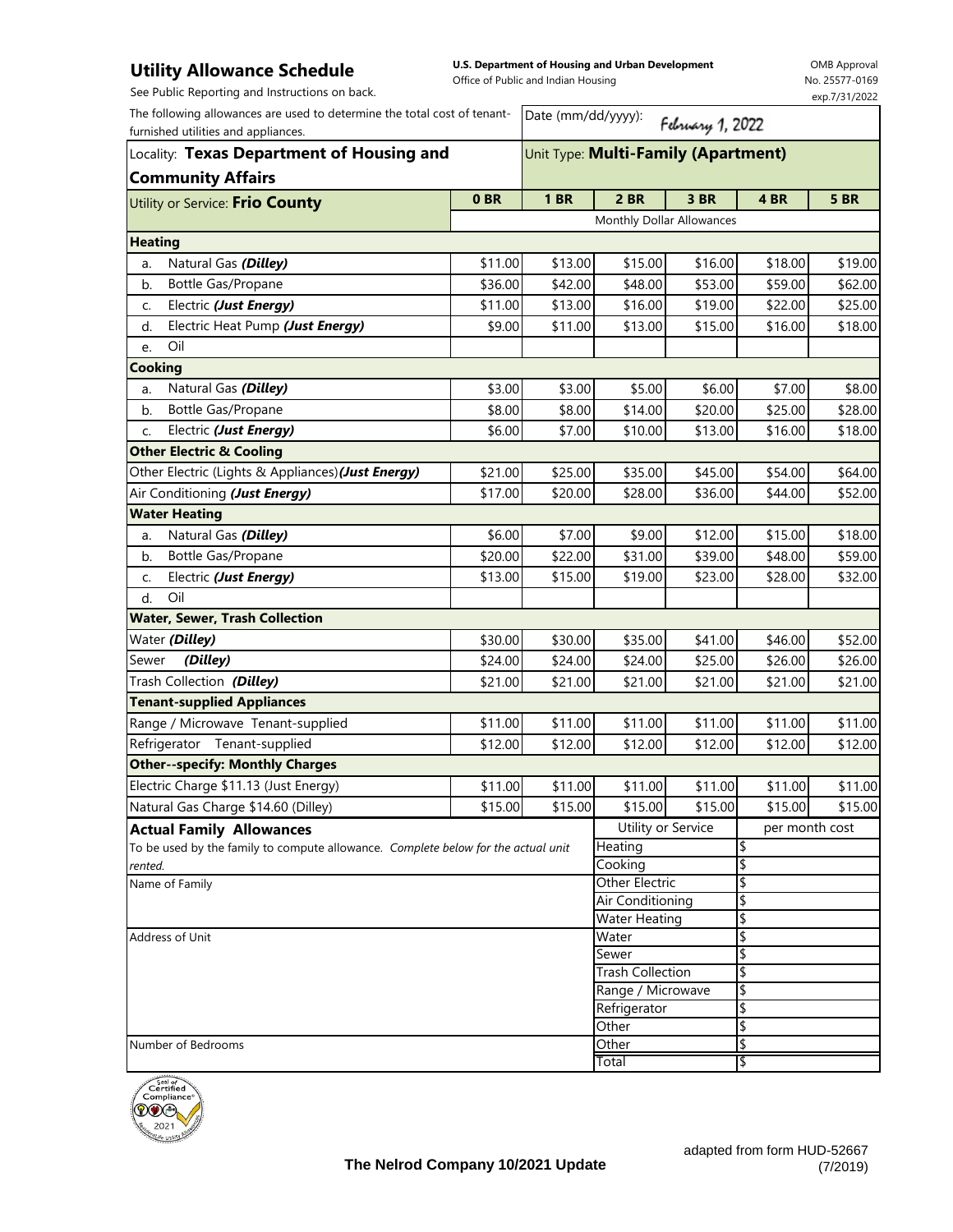# Utility Allowance Schedule

**U.S. Department of Housing and Urban Development**
Office of Public and Indian Housing

OMB Approval No. 25577-0169 exp.7/31/2022

See Public Reporting and Instructions on back.

The following allowances are used to determine the total cost of tenant-furnished utilities and appliances.

Date (mm/dd/yyyy): February 1, 2022

Locality: **Texas Department of Housing and Community Affairs**

Unit Type: **Multi-Family (Apartment)**

| Utility or Service: **Frio County** | 0 BR | 1 BR | 2 BR | 3 BR | 4 BR | 5 BR |
|---|---|---|---|---|---|---|
| | Monthly Dollar Allowances | | | | | |
| **Heating** | | | | | | |
| a. Natural Gas ***(Dilley)*** | $11.00 | $13.00 | $15.00 | $16.00 | $18.00 | $19.00 |
| b. Bottle Gas/Propane | $36.00 | $42.00 | $48.00 | $53.00 | $59.00 | $62.00 |
| c. Electric ***(Just Energy)*** | $11.00 | $13.00 | $16.00 | $19.00 | $22.00 | $25.00 |
| d. Electric Heat Pump ***(Just Energy)*** | $9.00 | $11.00 | $13.00 | $15.00 | $16.00 | $18.00 |
| e. Oil | | | | | | |
| **Cooking** | | | | | | |
| a. Natural Gas ***(Dilley)*** | $3.00 | $3.00 | $5.00 | $6.00 | $7.00 | $8.00 |
| b. Bottle Gas/Propane | $8.00 | $8.00 | $14.00 | $20.00 | $25.00 | $28.00 |
| c. Electric ***(Just Energy)*** | $6.00 | $7.00 | $10.00 | $13.00 | $16.00 | $18.00 |
| **Other Electric & Cooling** | | | | | | |
| Other Electric (Lights & Appliances) ***(Just Energy)*** | $21.00 | $25.00 | $35.00 | $45.00 | $54.00 | $64.00 |
| Air Conditioning ***(Just Energy)*** | $17.00 | $20.00 | $28.00 | $36.00 | $44.00 | $52.00 |
| **Water Heating** | | | | | | |
| a. Natural Gas ***(Dilley)*** | $6.00 | $7.00 | $9.00 | $12.00 | $15.00 | $18.00 |
| b. Bottle Gas/Propane | $20.00 | $22.00 | $31.00 | $39.00 | $48.00 | $59.00 |
| c. Electric ***(Just Energy)*** | $13.00 | $15.00 | $19.00 | $23.00 | $28.00 | $32.00 |
| d. Oil | | | | | | |
| **Water, Sewer, Trash Collection** | | | | | | |
| Water ***(Dilley)*** | $30.00 | $30.00 | $35.00 | $41.00 | $46.00 | $52.00 |
| Sewer ***(Dilley)*** | $24.00 | $24.00 | $24.00 | $25.00 | $26.00 | $26.00 |
| Trash Collection ***(Dilley)*** | $21.00 | $21.00 | $21.00 | $21.00 | $21.00 | $21.00 |
| **Tenant-supplied Appliances** | | | | | | |
| Range / Microwave Tenant-supplied | $11.00 | $11.00 | $11.00 | $11.00 | $11.00 | $11.00 |
| Refrigerator Tenant-supplied | $12.00 | $12.00 | $12.00 | $12.00 | $12.00 | $12.00 |
| **Other--specify: Monthly Charges** | | | | | | |
| Electric Charge $11.13 (Just Energy) | $11.00 | $11.00 | $11.00 | $11.00 | $11.00 | $11.00 |
| Natural Gas Charge $14.60 (Dilley) | $15.00 | $15.00 | $15.00 | $15.00 | $15.00 | $15.00 |

**Actual Family Allowances**

To be used by the family to compute allowance. *Complete below for the actual unit rented.*

Name of Family

Address of Unit

Number of Bedrooms

| Utility or Service | per month cost |
|---|---|
| Heating | $ |
| Cooking | $ |
| Other Electric | $ |
| Air Conditioning | $ |
| Water Heating | $ |
| Water | $ |
| Sewer | $ |
| Trash Collection | $ |
| Range / Microwave | $ |
| Refrigerator | $ |
| Other | $ |
| Other | $ |
| Total | $ |

Seal of Certified Compliance 2021

**The Nelrod Company 10/2021 Update**

adapted from form HUD-52667 (7/2019)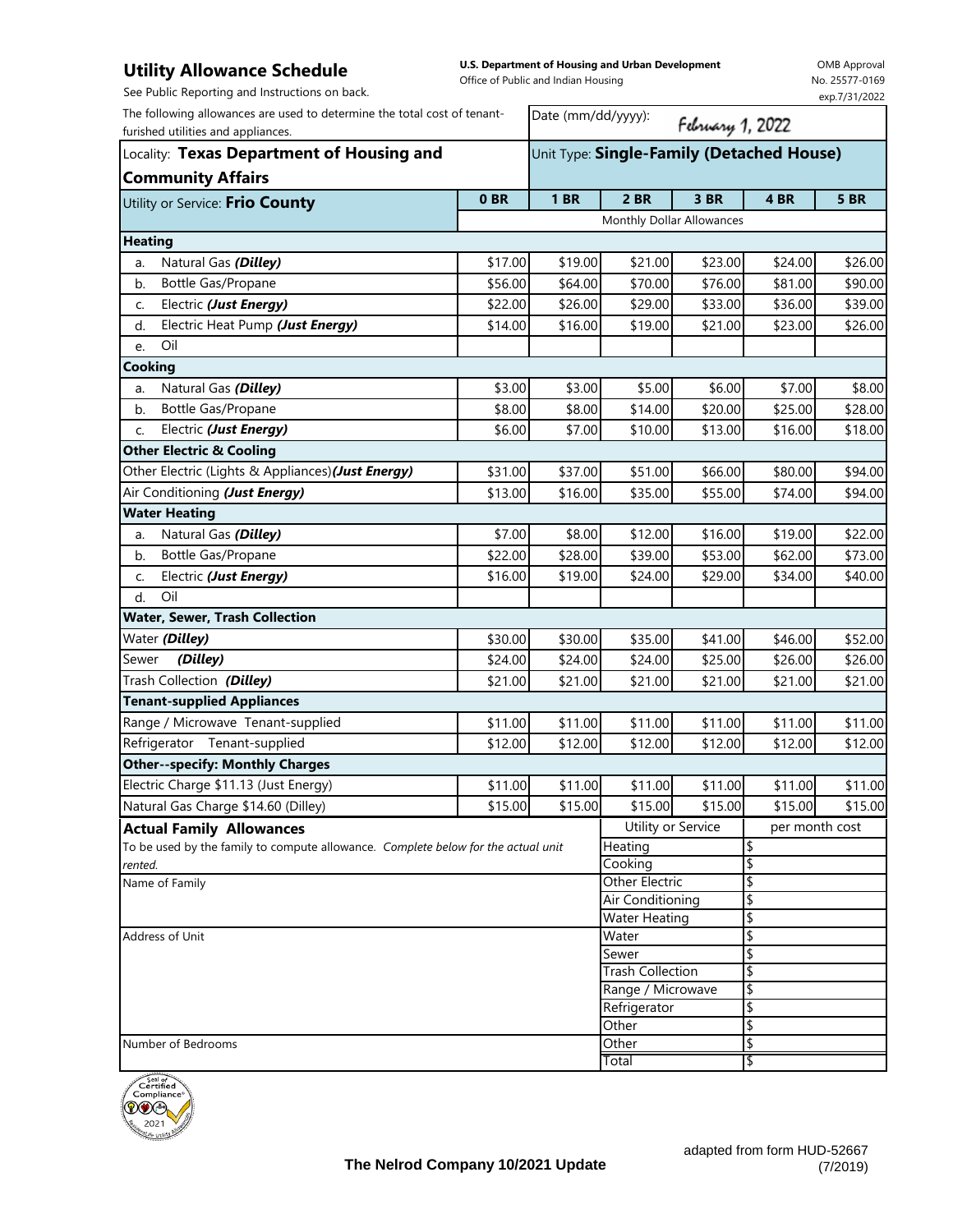# Utility Allowance Schedule

See Public Reporting and Instructions on back.

**U.S. Department of Housing and Urban Development**
Office of Public and Indian Housing

OMB Approval
No. 25577-0169
exp.7/31/2022

| The following allowances are used to determine the total cost of tenant-furnished utilities and appliances. | Date (mm/dd/yyyy): February 1, 2022 |
|---|---|
| Locality: **Texas Department of Housing and Community Affairs** | Unit Type: **Single-Family (Detached House)** |

| Utility or Service: **Frio County** | 0 BR | 1 BR | 2 BR | 3 BR | 4 BR | 5 BR |
|---|---|---|---|---|---|---|
| | Monthly Dollar Allowances | | | | | |
| **Heating** | | | | | | |
| a. Natural Gas ***(Dilley)*** | $17.00 | $19.00 | $21.00 | $23.00 | $24.00 | $26.00 |
| b. Bottle Gas/Propane | $56.00 | $64.00 | $70.00 | $76.00 | $81.00 | $90.00 |
| c. Electric ***(Just Energy)*** | $22.00 | $26.00 | $29.00 | $33.00 | $36.00 | $39.00 |
| d. Electric Heat Pump ***(Just Energy)*** | $14.00 | $16.00 | $19.00 | $21.00 | $23.00 | $26.00 |
| e. Oil | | | | | | |
| **Cooking** | | | | | | |
| a. Natural Gas ***(Dilley)*** | $3.00 | $3.00 | $5.00 | $6.00 | $7.00 | $8.00 |
| b. Bottle Gas/Propane | $8.00 | $8.00 | $14.00 | $20.00 | $25.00 | $28.00 |
| c. Electric ***(Just Energy)*** | $6.00 | $7.00 | $10.00 | $13.00 | $16.00 | $18.00 |
| **Other Electric & Cooling** | | | | | | |
| Other Electric (Lights & Appliances) ***(Just Energy)*** | $31.00 | $37.00 | $51.00 | $66.00 | $80.00 | $94.00 |
| Air Conditioning ***(Just Energy)*** | $13.00 | $16.00 | $35.00 | $55.00 | $74.00 | $94.00 |
| **Water Heating** | | | | | | |
| a. Natural Gas ***(Dilley)*** | $7.00 | $8.00 | $12.00 | $16.00 | $19.00 | $22.00 |
| b. Bottle Gas/Propane | $22.00 | $28.00 | $39.00 | $53.00 | $62.00 | $73.00 |
| c. Electric ***(Just Energy)*** | $16.00 | $19.00 | $24.00 | $29.00 | $34.00 | $40.00 |
| d. Oil | | | | | | |
| **Water, Sewer, Trash Collection** | | | | | | |
| Water ***(Dilley)*** | $30.00 | $30.00 | $35.00 | $41.00 | $46.00 | $52.00 |
| Sewer ***(Dilley)*** | $24.00 | $24.00 | $24.00 | $25.00 | $26.00 | $26.00 |
| Trash Collection ***(Dilley)*** | $21.00 | $21.00 | $21.00 | $21.00 | $21.00 | $21.00 |
| **Tenant-supplied Appliances** | | | | | | |
| Range / Microwave Tenant-supplied | $11.00 | $11.00 | $11.00 | $11.00 | $11.00 | $11.00 |
| Refrigerator Tenant-supplied | $12.00 | $12.00 | $12.00 | $12.00 | $12.00 | $12.00 |
| **Other--specify: Monthly Charges** | | | | | | |
| Electric Charge $11.13 (Just Energy) | $11.00 | $11.00 | $11.00 | $11.00 | $11.00 | $11.00 |
| Natural Gas Charge $14.60 (Dilley) | $15.00 | $15.00 | $15.00 | $15.00 | $15.00 | $15.00 |

**Actual Family Allowances**

To be used by the family to compute allowance. *Complete below for the actual unit rented.*

Name of Family

Address of Unit

Number of Bedrooms

| Utility or Service | per month cost |
|---|---|
| Heating | $ |
| Cooking | $ |
| Other Electric | $ |
| Air Conditioning | $ |
| Water Heating | $ |
| Water | $ |
| Sewer | $ |
| Trash Collection | $ |
| Range / Microwave | $ |
| Refrigerator | $ |
| Other | $ |
| Other | $ |
| Total | $ |

Seal of Certified Compliance 2021

**The Nelrod Company 10/2021 Update**

adapted from form HUD-52667 (7/2019)